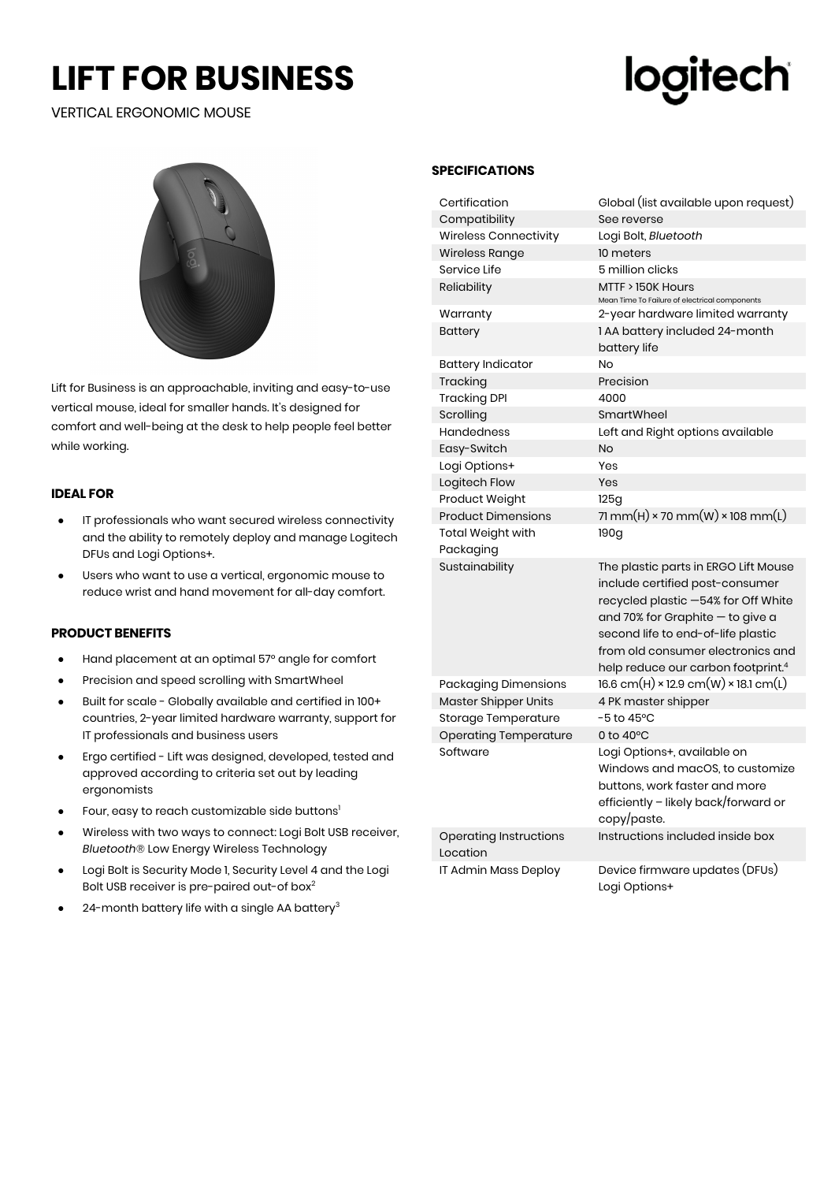# LIFT FOR BUSINESS

VERTICAL ERGONOMIC MOUSE

Lift for Business is an approachable, inviting and easy-to-use vertical mouse, ideal for smaller hands. It's designed for comfort and well-being at the desk to help people feel better while working.

### IDEAL FOR

- IT professionals who want secured wireless connectivity and the ability to remotely deploy and manage Logitech DFUs and Logi Options+.
- Users who want to use a vertical, ergonomic mouse to reduce wrist and hand movement for all-day comfort.

### PRODUCT BENEFITS

- Hand placement at an optimal 57º angle for comfort
- Precision and speed scrolling with SmartWheel
- Built for scale - Globally available and certified in 100+ countries, 2-year limited hardware warranty, support for IT professionals and business users
- Ergo certified - Lift was designed, developed, tested and approved according to criteria set out by leading ergonomists
- Four, easy to reach customizable side buttons[1]
- Wireless with two ways to connect: Logi Bolt USB receiver, *Bluetooth*® Low Energy Wireless Technology
- Logi Bolt is Security Mode 1, Security Level 4 and the Logi Bolt USB receiver is pre-paired out-of box[2]
- 24-month battery life with a single AA battery[3]

### SPECIFICATIONS

| | |
|---|---|
| Certification | Global (list available upon request) |
| Compatibility | See reverse |
| Wireless Connectivity | Logi Bolt, *Bluetooth* |
| Wireless Range | 10 meters |
| Service Life | 5 million clicks |
| Reliability | MTTF > 150K Hours<br>Mean Time To Failure of electrical components |
| Warranty | 2-year hardware limited warranty |
| Battery | 1 AA battery included 24-month battery life |
| Battery Indicator | No |
| Tracking | Precision |
| Tracking DPI | 4000 |
| Scrolling | SmartWheel |
| Handedness | Left and Right options available |
| Easy-Switch | No |
| Logi Options+ | Yes |
| Logitech Flow | Yes |
| Product Weight | 125g |
| Product Dimensions | 71 mm(H) × 70 mm(W) × 108 mm(L) |
| Total Weight with Packaging | 190g |
| Sustainability | The plastic parts in ERGO Lift Mouse include certified post-consumer recycled plastic —54% for Off White and 70% for Graphite — to give a second life to end-of-life plastic from old consumer electronics and help reduce our carbon footprint.[4] |
| Packaging Dimensions | 16.6 cm(H) × 12.9 cm(W) × 18.1 cm(L) |
| Master Shipper Units | 4 PK master shipper |
| Storage Temperature | -5 to 45ºC |
| Operating Temperature | 0 to 40ºC |
| Software | Logi Options+, available on Windows and macOS, to customize buttons, work faster and more efficiently – likely back/forward or copy/paste. |
| Operating Instructions Location | Instructions included inside box |
| IT Admin Mass Deploy | Device firmware updates (DFUs)<br>Logi Options+ |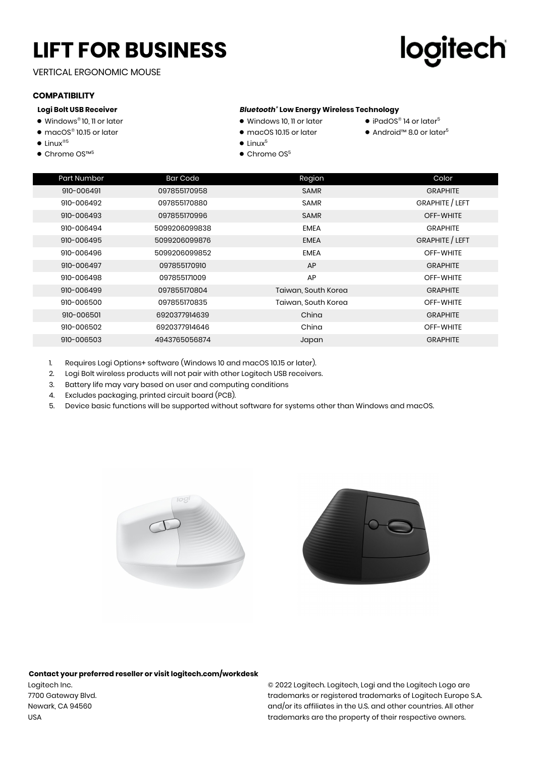# LIFT FOR BUSINESS

VERTICAL ERGONOMIC MOUSE

### COMPATIBILITY

**Logi Bolt USB Receiver**

- Windows® 10, 11 or later
- macOS® 10.15 or later
- Linux®[5]
- Chrome OS™[5]

***Bluetooth*® Low Energy Wireless Technology**

- Windows 10, 11 or later
- macOS 10.15 or later
- Linux[5]
- Chrome OS[5]
- iPadOS® 14 or later[5]
- Android™ 8.0 or later[5]

| Part Number | Bar Code | Region | Color |
|---|---|---|---|
| 910-006491 | 097855170958 | SAMR | GRAPHITE |
| 910-006492 | 097855170880 | SAMR | GRAPHITE / LEFT |
| 910-006493 | 097855170996 | SAMR | OFF-WHITE |
| 910-006494 | 5099206099838 | EMEA | GRAPHITE |
| 910-006495 | 5099206099876 | EMEA | GRAPHITE / LEFT |
| 910-006496 | 5099206099852 | EMEA | OFF-WHITE |
| 910-006497 | 097855170910 | AP | GRAPHITE |
| 910-006498 | 097855171009 | AP | OFF-WHITE |
| 910-006499 | 097855170804 | Taiwan, South Korea | GRAPHITE |
| 910-006500 | 097855170835 | Taiwan, South Korea | OFF-WHITE |
| 910-006501 | 6920377914639 | China | GRAPHITE |
| 910-006502 | 6920377914646 | China | OFF-WHITE |
| 910-006503 | 4943765056874 | Japan | GRAPHITE |

1. Requires Logi Options+ software (Windows 10 and macOS 10.15 or later).
2. Logi Bolt wireless products will not pair with other Logitech USB receivers.
3. Battery life may vary based on user and computing conditions
4. Excludes packaging, printed circuit board (PCB).
5. Device basic functions will be supported without software for systems other than Windows and macOS.

**Contact your preferred reseller or visit logitech.com/workdesk**

Logitech Inc.
7700 Gateway Blvd.
Newark, CA 94560
USA

© 2022 Logitech. Logitech, Logi and the Logitech Logo are trademarks or registered trademarks of Logitech Europe S.A. and/or its affiliates in the U.S. and other countries. All other trademarks are the property of their respective owners.